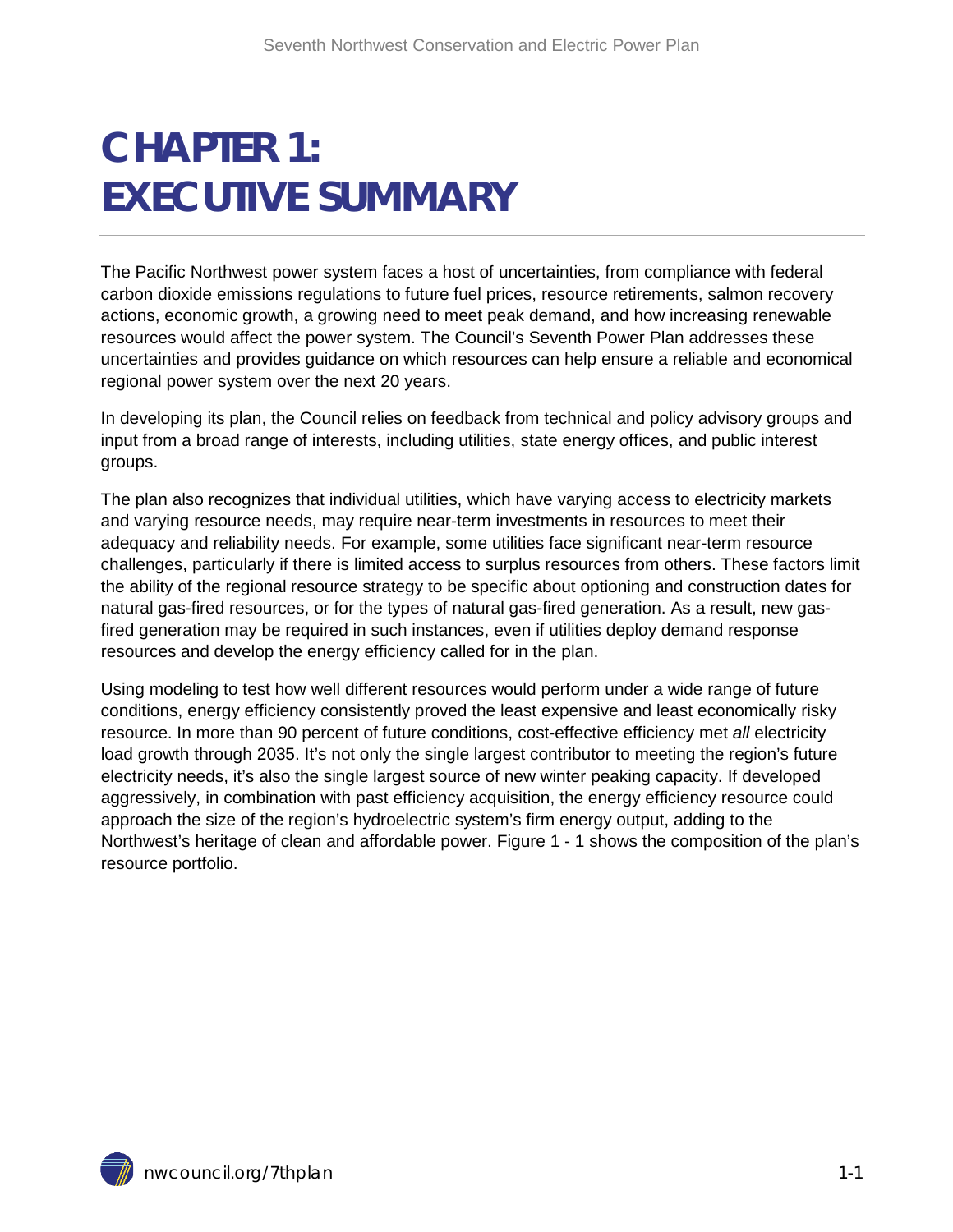# CHAPTER 1: EXECUTIVE SUMMARY

The Pacific Northwest power system faces a host of uncertainties, from compliance with federal carbon dioxide emissions regulations to future fuel prices, resource retirements, salmon recovery actions, economic growth, a growing need to meet peak demand, and how increasing renewable resources would affect the power system. The Council's Seventh Power Plan addresses these uncertainties and provides guidance on which resources can help ensure a reliable and economical regional power system over the next 20 years.

In developing its plan, the Council relies on feedback from technical and policy advisory groups and input from a broad range of interests, including utilities, state energy offices, and public interest groups.

The plan also recognizes that individual utilities, which have varying access to electricity markets and varying resource needs, may require near-term investments in resources to meet their adequacy and reliability needs. For example, some utilities face significant near-term resource challenges, particularly if there is limited access to surplus resources from others. These factors limit the ability of the regional resource strategy to be specific about optioning and construction dates for natural gas-fired resources, or for the types of natural gas-fired generation. As a result, new gas-fired generation may be required in such instances, even if utilities deploy demand response resources and develop the energy efficiency called for in the plan.

Using modeling to test how well different resources would perform under a wide range of future conditions, energy efficiency consistently proved the least expensive and least economically risky resource. In more than 90 percent of future conditions, cost-effective efficiency met *all* electricity load growth through 2035. It's not only the single largest contributor to meeting the region's future electricity needs, it's also the single largest source of new winter peaking capacity. If developed aggressively, in combination with past efficiency acquisition, the energy efficiency resource could approach the size of the region's hydroelectric system's firm energy output, adding to the Northwest's heritage of clean and affordable power. Figure 1 - 1 shows the composition of the plan's resource portfolio.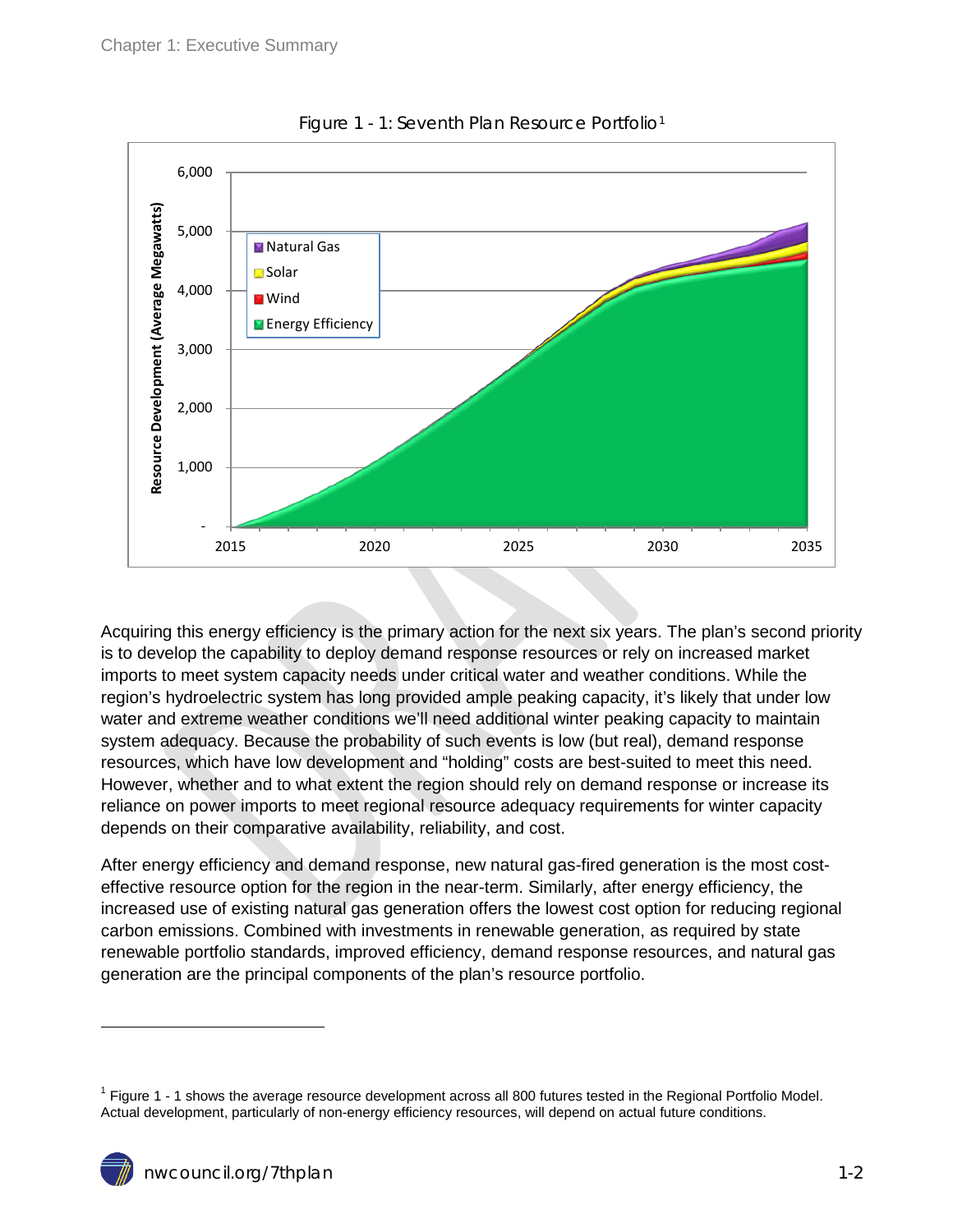Figure 1 - 1: Seventh Plan Resource Portfolio[1]

Acquiring this energy efficiency is the primary action for the next six years. The plan's second priority is to develop the capability to deploy demand response resources or rely on increased market imports to meet system capacity needs under critical water and weather conditions. While the region's hydroelectric system has long provided ample peaking capacity, it's likely that under low water and extreme weather conditions we'll need additional winter peaking capacity to maintain system adequacy. Because the probability of such events is low (but real), demand response resources, which have low development and "holding" costs are best-suited to meet this need. However, whether and to what extent the region should rely on demand response or increase its reliance on power imports to meet regional resource adequacy requirements for winter capacity depends on their comparative availability, reliability, and cost.

After energy efficiency and demand response, new natural gas-fired generation is the most cost-effective resource option for the region in the near-term. Similarly, after energy efficiency, the increased use of existing natural gas generation offers the lowest cost option for reducing regional carbon emissions. Combined with investments in renewable generation, as required by state renewable portfolio standards, improved efficiency, demand response resources, and natural gas generation are the principal components of the plan's resource portfolio.

---

[1] Figure 1 - 1 shows the average resource development across all 800 futures tested in the Regional Portfolio Model. Actual development, particularly of non-energy efficiency resources, will depend on actual future conditions.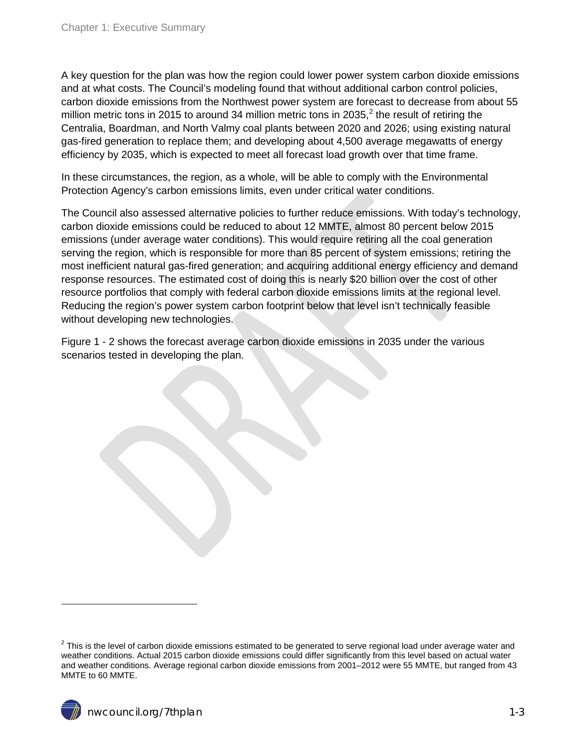A key question for the plan was how the region could lower power system carbon dioxide emissions and at what costs. The Council's modeling found that without additional carbon control policies, carbon dioxide emissions from the Northwest power system are forecast to decrease from about 55 million metric tons in 2015 to around 34 million metric tons in 2035,[2] the result of retiring the Centralia, Boardman, and North Valmy coal plants between 2020 and 2026; using existing natural gas-fired generation to replace them; and developing about 4,500 average megawatts of energy efficiency by 2035, which is expected to meet all forecast load growth over that time frame.

In these circumstances, the region, as a whole, will be able to comply with the Environmental Protection Agency's carbon emissions limits, even under critical water conditions.

The Council also assessed alternative policies to further reduce emissions. With today's technology, carbon dioxide emissions could be reduced to about 12 MMTE, almost 80 percent below 2015 emissions (under average water conditions). This would require retiring all the coal generation serving the region, which is responsible for more than 85 percent of system emissions; retiring the most inefficient natural gas-fired generation; and acquiring additional energy efficiency and demand response resources. The estimated cost of doing this is nearly $20 billion over the cost of other resource portfolios that comply with federal carbon dioxide emissions limits at the regional level. Reducing the region's power system carbon footprint below that level isn't technically feasible without developing new technologies.

Figure 1 - 2 shows the forecast average carbon dioxide emissions in 2035 under the various scenarios tested in developing the plan.

[2] This is the level of carbon dioxide emissions estimated to be generated to serve regional load under average water and weather conditions. Actual 2015 carbon dioxide emissions could differ significantly from this level based on actual water and weather conditions. Average regional carbon dioxide emissions from 2001–2012 were 55 MMTE, but ranged from 43 MMTE to 60 MMTE.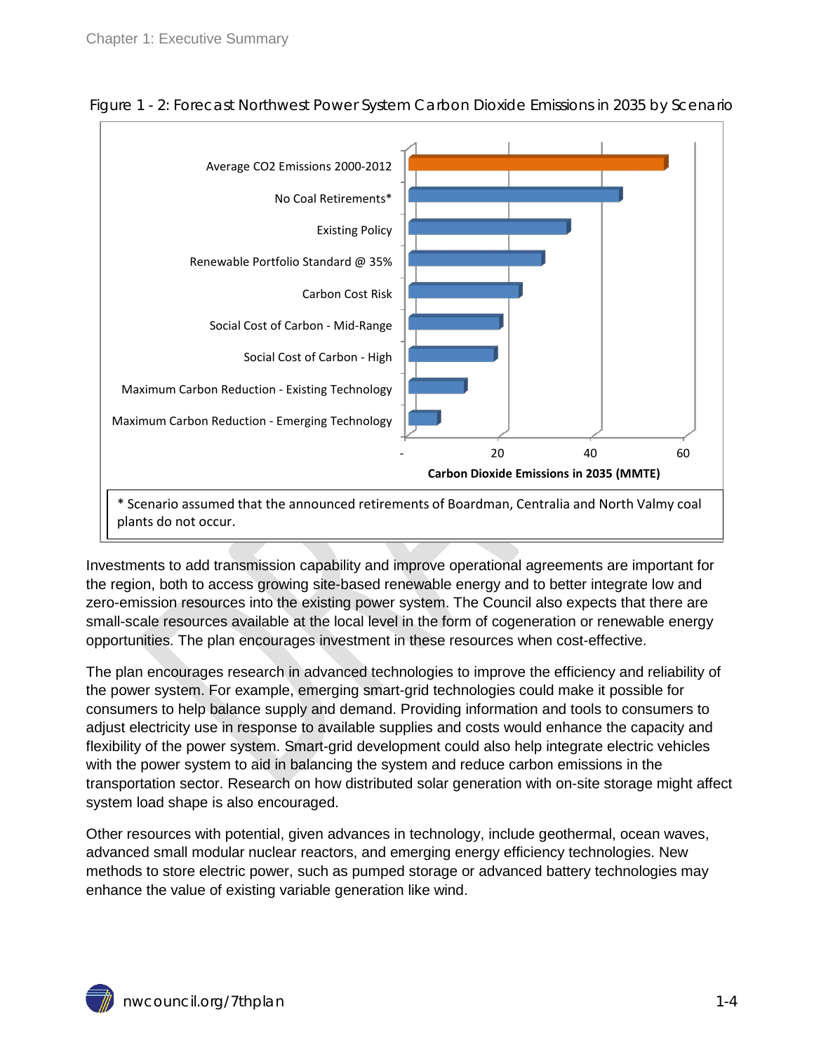Figure 1 - 2: Forecast Northwest Power System Carbon Dioxide Emissions in 2035 by Scenario

| Scenario | Carbon Dioxide Emissions in 2035 (MMTE) |
|---|---|
| Average CO2 Emissions 2000-2012 | ~55 |
| No Coal Retirements* | ~46 |
| Existing Policy | ~35 |
| Renewable Portfolio Standard @ 35% | ~29 |
| Carbon Cost Risk | ~24 |
| Social Cost of Carbon - Mid-Range | ~20 |
| Social Cost of Carbon - High | ~19 |
| Maximum Carbon Reduction - Existing Technology | ~12 |
| Maximum Carbon Reduction - Emerging Technology | ~6 |

\* Scenario assumed that the announced retirements of Boardman, Centralia and North Valmy coal plants do not occur.

Investments to add transmission capability and improve operational agreements are important for the region, both to access growing site-based renewable energy and to better integrate low and zero-emission resources into the existing power system. The Council also expects that there are small-scale resources available at the local level in the form of cogeneration or renewable energy opportunities. The plan encourages investment in these resources when cost-effective.

The plan encourages research in advanced technologies to improve the efficiency and reliability of the power system. For example, emerging smart-grid technologies could make it possible for consumers to help balance supply and demand. Providing information and tools to consumers to adjust electricity use in response to available supplies and costs would enhance the capacity and flexibility of the power system. Smart-grid development could also help integrate electric vehicles with the power system to aid in balancing the system and reduce carbon emissions in the transportation sector. Research on how distributed solar generation with on-site storage might affect system load shape is also encouraged.

Other resources with potential, given advances in technology, include geothermal, ocean waves, advanced small modular nuclear reactors, and emerging energy efficiency technologies. New methods to store electric power, such as pumped storage or advanced battery technologies may enhance the value of existing variable generation like wind.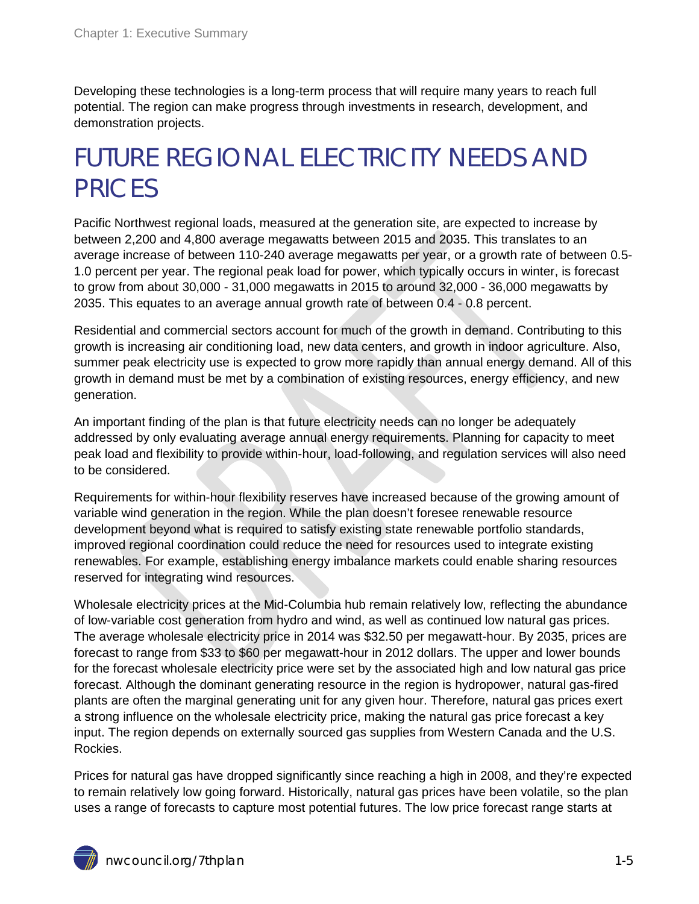Developing these technologies is a long-term process that will require many years to reach full potential. The region can make progress through investments in research, development, and demonstration projects.

# FUTURE REGIONAL ELECTRICITY NEEDS AND PRICES

Pacific Northwest regional loads, measured at the generation site, are expected to increase by between 2,200 and 4,800 average megawatts between 2015 and 2035. This translates to an average increase of between 110-240 average megawatts per year, or a growth rate of between 0.5-1.0 percent per year. The regional peak load for power, which typically occurs in winter, is forecast to grow from about 30,000 - 31,000 megawatts in 2015 to around 32,000 - 36,000 megawatts by 2035. This equates to an average annual growth rate of between 0.4 - 0.8 percent.

Residential and commercial sectors account for much of the growth in demand. Contributing to this growth is increasing air conditioning load, new data centers, and growth in indoor agriculture. Also, summer peak electricity use is expected to grow more rapidly than annual energy demand. All of this growth in demand must be met by a combination of existing resources, energy efficiency, and new generation.

An important finding of the plan is that future electricity needs can no longer be adequately addressed by only evaluating average annual energy requirements. Planning for capacity to meet peak load and flexibility to provide within-hour, load-following, and regulation services will also need to be considered.

Requirements for within-hour flexibility reserves have increased because of the growing amount of variable wind generation in the region. While the plan doesn't foresee renewable resource development beyond what is required to satisfy existing state renewable portfolio standards, improved regional coordination could reduce the need for resources used to integrate existing renewables. For example, establishing energy imbalance markets could enable sharing resources reserved for integrating wind resources.

Wholesale electricity prices at the Mid-Columbia hub remain relatively low, reflecting the abundance of low-variable cost generation from hydro and wind, as well as continued low natural gas prices. The average wholesale electricity price in 2014 was $32.50 per megawatt-hour. By 2035, prices are forecast to range from $33 to $60 per megawatt-hour in 2012 dollars. The upper and lower bounds for the forecast wholesale electricity price were set by the associated high and low natural gas price forecast. Although the dominant generating resource in the region is hydropower, natural gas-fired plants are often the marginal generating unit for any given hour. Therefore, natural gas prices exert a strong influence on the wholesale electricity price, making the natural gas price forecast a key input. The region depends on externally sourced gas supplies from Western Canada and the U.S. Rockies.

Prices for natural gas have dropped significantly since reaching a high in 2008, and they're expected to remain relatively low going forward. Historically, natural gas prices have been volatile, so the plan uses a range of forecasts to capture most potential futures. The low price forecast range starts at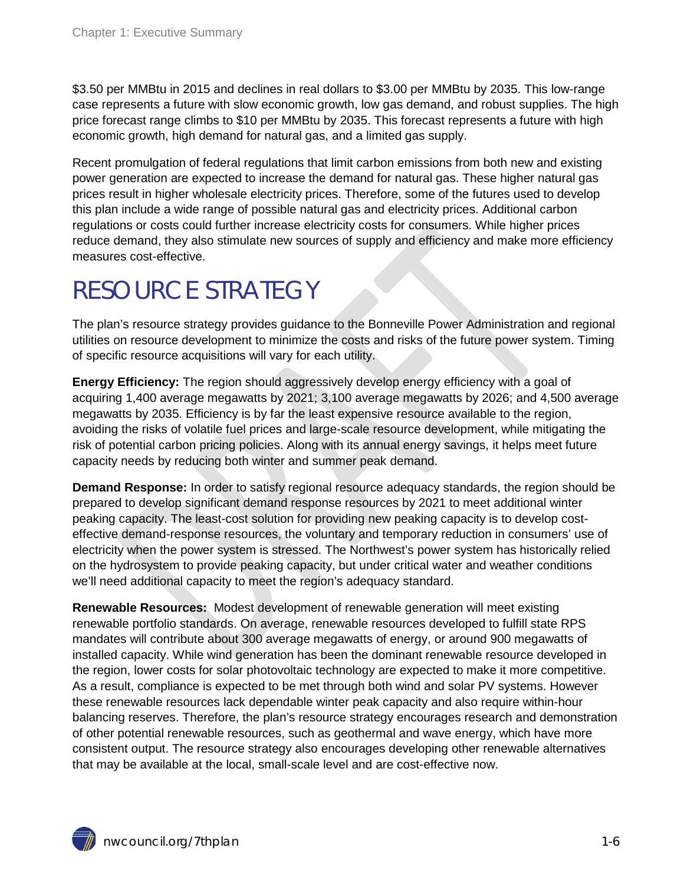$3.50 per MMBtu in 2015 and declines in real dollars to $3.00 per MMBtu by 2035. This low-range case represents a future with slow economic growth, low gas demand, and robust supplies. The high price forecast range climbs to $10 per MMBtu by 2035. This forecast represents a future with high economic growth, high demand for natural gas, and a limited gas supply.

Recent promulgation of federal regulations that limit carbon emissions from both new and existing power generation are expected to increase the demand for natural gas. These higher natural gas prices result in higher wholesale electricity prices. Therefore, some of the futures used to develop this plan include a wide range of possible natural gas and electricity prices. Additional carbon regulations or costs could further increase electricity costs for consumers. While higher prices reduce demand, they also stimulate new sources of supply and efficiency and make more efficiency measures cost-effective.

# RESOURCE STRATEGY

The plan's resource strategy provides guidance to the Bonneville Power Administration and regional utilities on resource development to minimize the costs and risks of the future power system. Timing of specific resource acquisitions will vary for each utility.

**Energy Efficiency:** The region should aggressively develop energy efficiency with a goal of acquiring 1,400 average megawatts by 2021; 3,100 average megawatts by 2026; and 4,500 average megawatts by 2035. Efficiency is by far the least expensive resource available to the region, avoiding the risks of volatile fuel prices and large-scale resource development, while mitigating the risk of potential carbon pricing policies. Along with its annual energy savings, it helps meet future capacity needs by reducing both winter and summer peak demand.

**Demand Response:** In order to satisfy regional resource adequacy standards, the region should be prepared to develop significant demand response resources by 2021 to meet additional winter peaking capacity. The least-cost solution for providing new peaking capacity is to develop cost-effective demand-response resources, the voluntary and temporary reduction in consumers' use of electricity when the power system is stressed. The Northwest's power system has historically relied on the hydrosystem to provide peaking capacity, but under critical water and weather conditions we'll need additional capacity to meet the region's adequacy standard.

**Renewable Resources:** Modest development of renewable generation will meet existing renewable portfolio standards. On average, renewable resources developed to fulfill state RPS mandates will contribute about 300 average megawatts of energy, or around 900 megawatts of installed capacity. While wind generation has been the dominant renewable resource developed in the region, lower costs for solar photovoltaic technology are expected to make it more competitive. As a result, compliance is expected to be met through both wind and solar PV systems. However these renewable resources lack dependable winter peak capacity and also require within-hour balancing reserves. Therefore, the plan's resource strategy encourages research and demonstration of other potential renewable resources, such as geothermal and wave energy, which have more consistent output. The resource strategy also encourages developing other renewable alternatives that may be available at the local, small-scale level and are cost-effective now.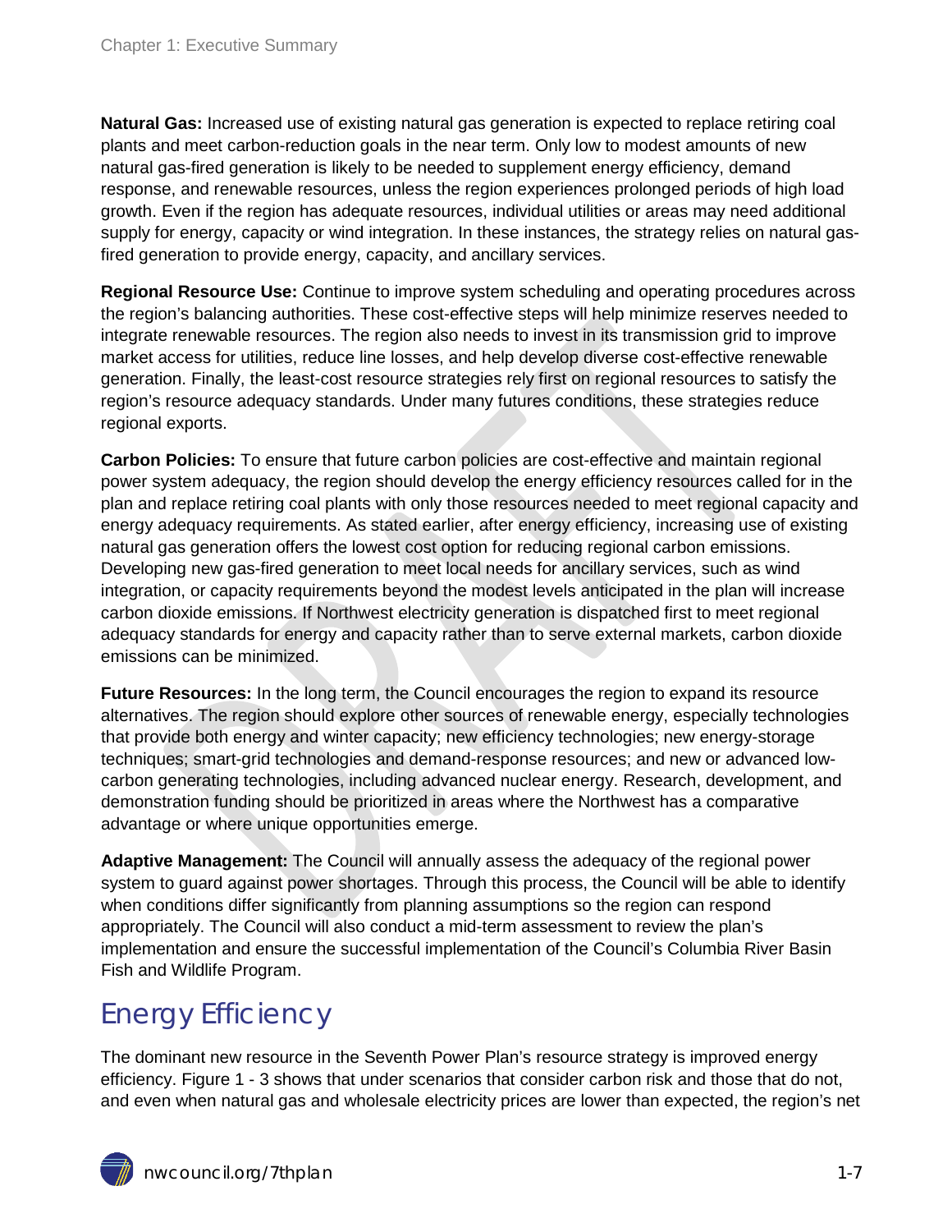**Natural Gas:** Increased use of existing natural gas generation is expected to replace retiring coal plants and meet carbon-reduction goals in the near term. Only low to modest amounts of new natural gas-fired generation is likely to be needed to supplement energy efficiency, demand response, and renewable resources, unless the region experiences prolonged periods of high load growth. Even if the region has adequate resources, individual utilities or areas may need additional supply for energy, capacity or wind integration. In these instances, the strategy relies on natural gas-fired generation to provide energy, capacity, and ancillary services.

**Regional Resource Use:** Continue to improve system scheduling and operating procedures across the region's balancing authorities. These cost-effective steps will help minimize reserves needed to integrate renewable resources. The region also needs to invest in its transmission grid to improve market access for utilities, reduce line losses, and help develop diverse cost-effective renewable generation. Finally, the least-cost resource strategies rely first on regional resources to satisfy the region's resource adequacy standards. Under many futures conditions, these strategies reduce regional exports.

**Carbon Policies:** To ensure that future carbon policies are cost-effective and maintain regional power system adequacy, the region should develop the energy efficiency resources called for in the plan and replace retiring coal plants with only those resources needed to meet regional capacity and energy adequacy requirements. As stated earlier, after energy efficiency, increasing use of existing natural gas generation offers the lowest cost option for reducing regional carbon emissions. Developing new gas-fired generation to meet local needs for ancillary services, such as wind integration, or capacity requirements beyond the modest levels anticipated in the plan will increase carbon dioxide emissions. If Northwest electricity generation is dispatched first to meet regional adequacy standards for energy and capacity rather than to serve external markets, carbon dioxide emissions can be minimized.

**Future Resources:** In the long term, the Council encourages the region to expand its resource alternatives. The region should explore other sources of renewable energy, especially technologies that provide both energy and winter capacity; new efficiency technologies; new energy-storage techniques; smart-grid technologies and demand-response resources; and new or advanced low-carbon generating technologies, including advanced nuclear energy. Research, development, and demonstration funding should be prioritized in areas where the Northwest has a comparative advantage or where unique opportunities emerge.

**Adaptive Management:** The Council will annually assess the adequacy of the regional power system to guard against power shortages. Through this process, the Council will be able to identify when conditions differ significantly from planning assumptions so the region can respond appropriately. The Council will also conduct a mid-term assessment to review the plan's implementation and ensure the successful implementation of the Council's Columbia River Basin Fish and Wildlife Program.

## Energy Efficiency

The dominant new resource in the Seventh Power Plan's resource strategy is improved energy efficiency. Figure 1 - 3 shows that under scenarios that consider carbon risk and those that do not, and even when natural gas and wholesale electricity prices are lower than expected, the region's net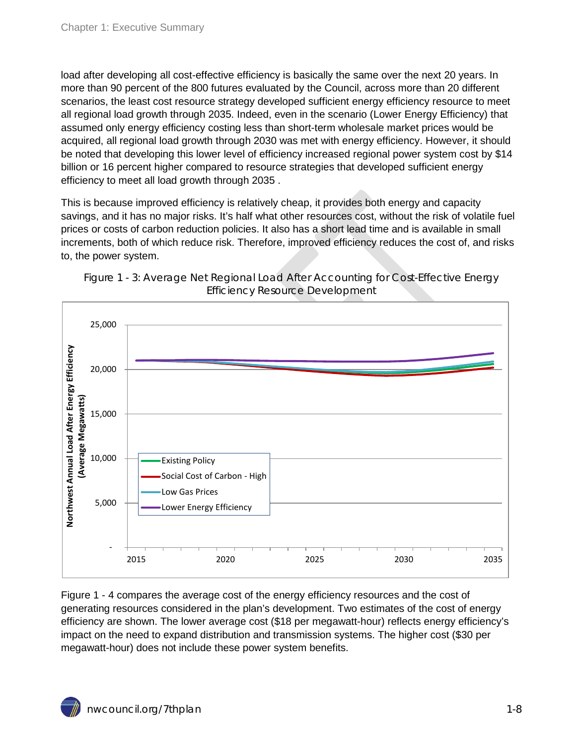load after developing all cost-effective efficiency is basically the same over the next 20 years. In more than 90 percent of the 800 futures evaluated by the Council, across more than 20 different scenarios, the least cost resource strategy developed sufficient energy efficiency resource to meet all regional load growth through 2035. Indeed, even in the scenario (Lower Energy Efficiency) that assumed only energy efficiency costing less than short-term wholesale market prices would be acquired, all regional load growth through 2030 was met with energy efficiency. However, it should be noted that developing this lower level of efficiency increased regional power system cost by $14 billion or 16 percent higher compared to resource strategies that developed sufficient energy efficiency to meet all load growth through 2035 .

This is because improved efficiency is relatively cheap, it provides both energy and capacity savings, and it has no major risks. It's half what other resources cost, without the risk of volatile fuel prices or costs of carbon reduction policies. It also has a short lead time and is available in small increments, both of which reduce risk. Therefore, improved efficiency reduces the cost of, and risks to, the power system.

Figure 1 - 3: Average Net Regional Load After Accounting for Cost-Effective Energy Efficiency Resource Development

Figure 1 - 4 compares the average cost of the energy efficiency resources and the cost of generating resources considered in the plan's development. Two estimates of the cost of energy efficiency are shown. The lower average cost ($18 per megawatt-hour) reflects energy efficiency's impact on the need to expand distribution and transmission systems. The higher cost ($30 per megawatt-hour) does not include these power system benefits.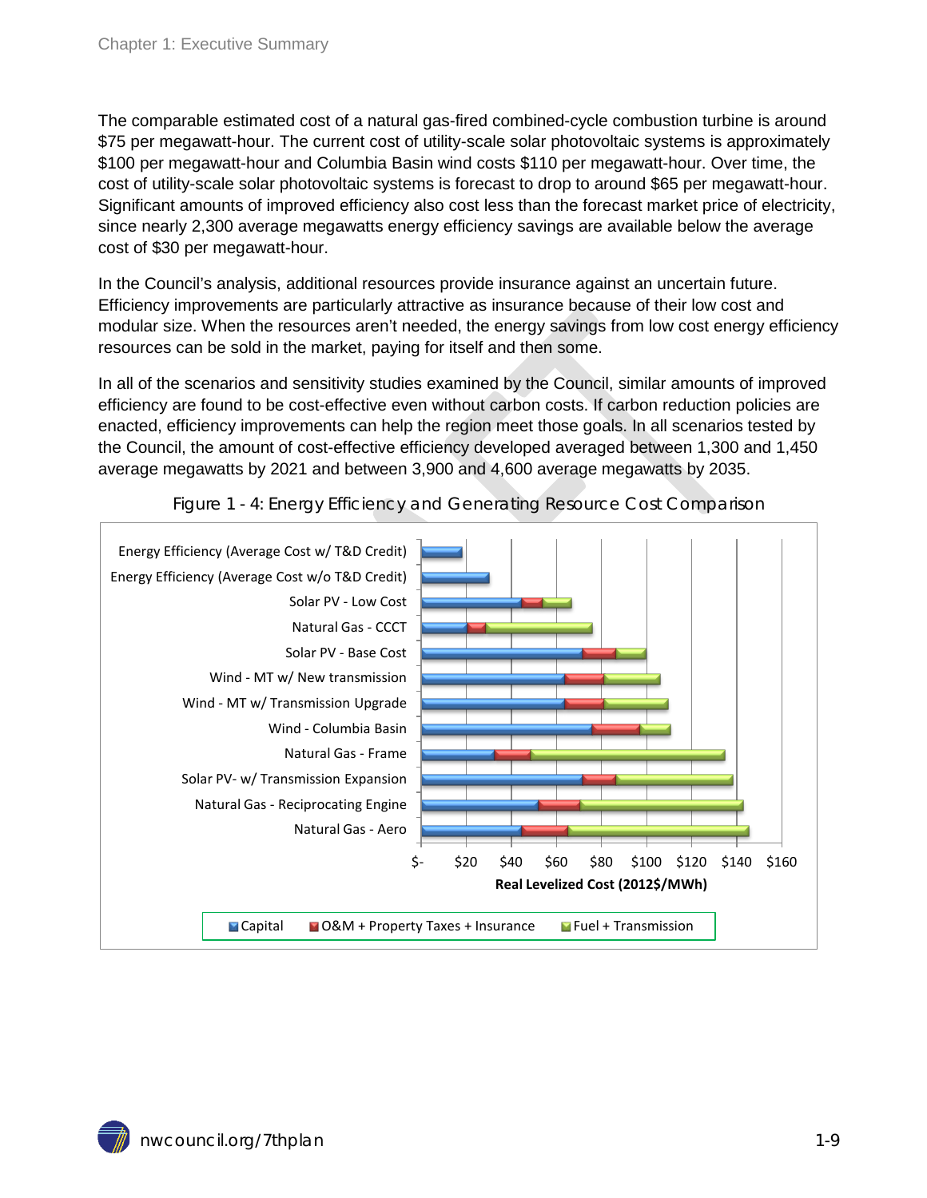The comparable estimated cost of a natural gas-fired combined-cycle combustion turbine is around $75 per megawatt-hour. The current cost of utility-scale solar photovoltaic systems is approximately $100 per megawatt-hour and Columbia Basin wind costs $110 per megawatt-hour. Over time, the cost of utility-scale solar photovoltaic systems is forecast to drop to around $65 per megawatt-hour. Significant amounts of improved efficiency also cost less than the forecast market price of electricity, since nearly 2,300 average megawatts energy efficiency savings are available below the average cost of $30 per megawatt-hour.

In the Council's analysis, additional resources provide insurance against an uncertain future. Efficiency improvements are particularly attractive as insurance because of their low cost and modular size. When the resources aren't needed, the energy savings from low cost energy efficiency resources can be sold in the market, paying for itself and then some.

In all of the scenarios and sensitivity studies examined by the Council, similar amounts of improved efficiency are found to be cost-effective even without carbon costs. If carbon reduction policies are enacted, efficiency improvements can help the region meet those goals. In all scenarios tested by the Council, the amount of cost-effective efficiency developed averaged between 1,300 and 1,450 average megawatts by 2021 and between 3,900 and 4,600 average megawatts by 2035.

Figure 1 - 4: Energy Efficiency and Generating Resource Cost Comparison

Energy Efficiency (Average Cost w/ T&D Credit)
Energy Efficiency (Average Cost w/o T&D Credit)
Solar PV - Low Cost
Natural Gas - CCCT
Solar PV - Base Cost
Wind - MT w/ New transmission
Wind - MT w/ Transmission Upgrade
Wind - Columbia Basin
Natural Gas - Frame
Solar PV- w/ Transmission Expansion
Natural Gas - Reciprocating Engine
Natural Gas - Aero

$- $20 $40 $60 $80 $100 $120 $140 $160

Real Levelized Cost (2012$/MWh)

Capital | O&M + Property Taxes + Insurance | Fuel + Transmission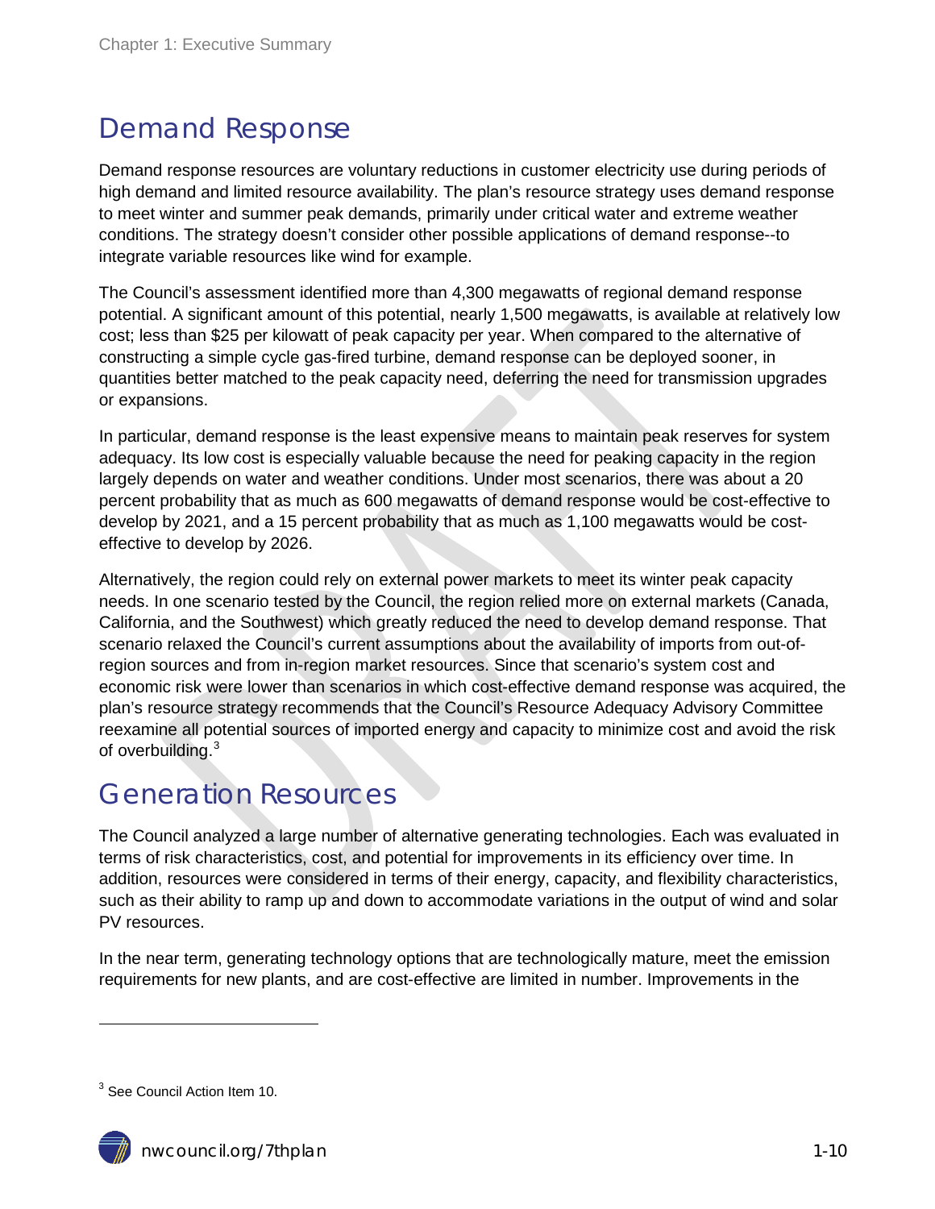## Demand Response

Demand response resources are voluntary reductions in customer electricity use during periods of high demand and limited resource availability. The plan's resource strategy uses demand response to meet winter and summer peak demands, primarily under critical water and extreme weather conditions. The strategy doesn't consider other possible applications of demand response--to integrate variable resources like wind for example.

The Council's assessment identified more than 4,300 megawatts of regional demand response potential. A significant amount of this potential, nearly 1,500 megawatts, is available at relatively low cost; less than $25 per kilowatt of peak capacity per year. When compared to the alternative of constructing a simple cycle gas-fired turbine, demand response can be deployed sooner, in quantities better matched to the peak capacity need, deferring the need for transmission upgrades or expansions.

In particular, demand response is the least expensive means to maintain peak reserves for system adequacy. Its low cost is especially valuable because the need for peaking capacity in the region largely depends on water and weather conditions. Under most scenarios, there was about a 20 percent probability that as much as 600 megawatts of demand response would be cost-effective to develop by 2021, and a 15 percent probability that as much as 1,100 megawatts would be cost-effective to develop by 2026.

Alternatively, the region could rely on external power markets to meet its winter peak capacity needs. In one scenario tested by the Council, the region relied more on external markets (Canada, California, and the Southwest) which greatly reduced the need to develop demand response. That scenario relaxed the Council's current assumptions about the availability of imports from out-of-region sources and from in-region market resources. Since that scenario's system cost and economic risk were lower than scenarios in which cost-effective demand response was acquired, the plan's resource strategy recommends that the Council's Resource Adequacy Advisory Committee reexamine all potential sources of imported energy and capacity to minimize cost and avoid the risk of overbuilding.[3]

## Generation Resources

The Council analyzed a large number of alternative generating technologies. Each was evaluated in terms of risk characteristics, cost, and potential for improvements in its efficiency over time. In addition, resources were considered in terms of their energy, capacity, and flexibility characteristics, such as their ability to ramp up and down to accommodate variations in the output of wind and solar PV resources.

In the near term, generating technology options that are technologically mature, meet the emission requirements for new plants, and are cost-effective are limited in number. Improvements in the

[3] See Council Action Item 10.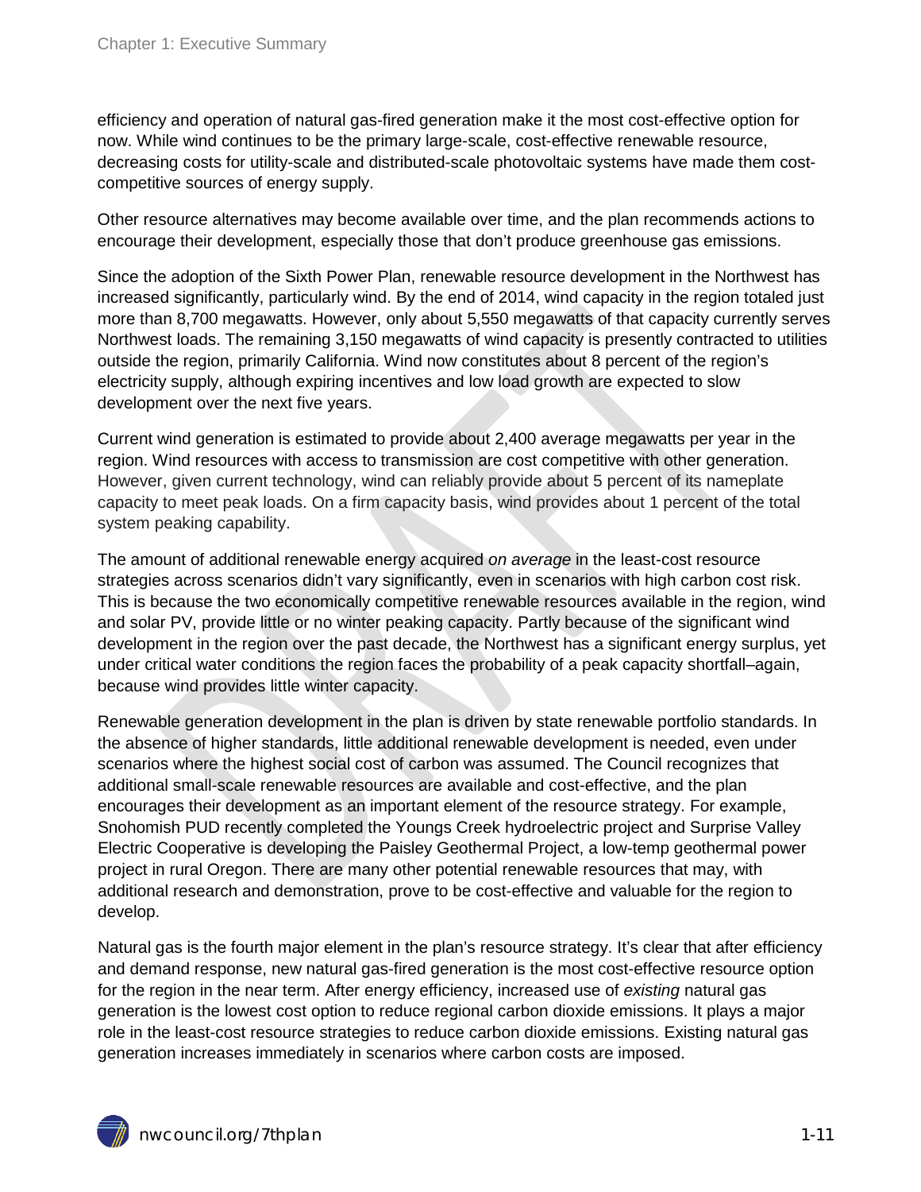efficiency and operation of natural gas-fired generation make it the most cost-effective option for now. While wind continues to be the primary large-scale, cost-effective renewable resource, decreasing costs for utility-scale and distributed-scale photovoltaic systems have made them cost-competitive sources of energy supply.

Other resource alternatives may become available over time, and the plan recommends actions to encourage their development, especially those that don't produce greenhouse gas emissions.

Since the adoption of the Sixth Power Plan, renewable resource development in the Northwest has increased significantly, particularly wind. By the end of 2014, wind capacity in the region totaled just more than 8,700 megawatts. However, only about 5,550 megawatts of that capacity currently serves Northwest loads. The remaining 3,150 megawatts of wind capacity is presently contracted to utilities outside the region, primarily California. Wind now constitutes about 8 percent of the region's electricity supply, although expiring incentives and low load growth are expected to slow development over the next five years.

Current wind generation is estimated to provide about 2,400 average megawatts per year in the region. Wind resources with access to transmission are cost competitive with other generation. However, given current technology, wind can reliably provide about 5 percent of its nameplate capacity to meet peak loads. On a firm capacity basis, wind provides about 1 percent of the total system peaking capability.

The amount of additional renewable energy acquired *on average* in the least-cost resource strategies across scenarios didn't vary significantly, even in scenarios with high carbon cost risk. This is because the two economically competitive renewable resources available in the region, wind and solar PV, provide little or no winter peaking capacity. Partly because of the significant wind development in the region over the past decade, the Northwest has a significant energy surplus, yet under critical water conditions the region faces the probability of a peak capacity shortfall–again, because wind provides little winter capacity.

Renewable generation development in the plan is driven by state renewable portfolio standards. In the absence of higher standards, little additional renewable development is needed, even under scenarios where the highest social cost of carbon was assumed. The Council recognizes that additional small-scale renewable resources are available and cost-effective, and the plan encourages their development as an important element of the resource strategy. For example, Snohomish PUD recently completed the Youngs Creek hydroelectric project and Surprise Valley Electric Cooperative is developing the Paisley Geothermal Project, a low-temp geothermal power project in rural Oregon. There are many other potential renewable resources that may, with additional research and demonstration, prove to be cost-effective and valuable for the region to develop.

Natural gas is the fourth major element in the plan's resource strategy. It's clear that after efficiency and demand response, new natural gas-fired generation is the most cost-effective resource option for the region in the near term. After energy efficiency, increased use of *existing* natural gas generation is the lowest cost option to reduce regional carbon dioxide emissions. It plays a major role in the least-cost resource strategies to reduce carbon dioxide emissions. Existing natural gas generation increases immediately in scenarios where carbon costs are imposed.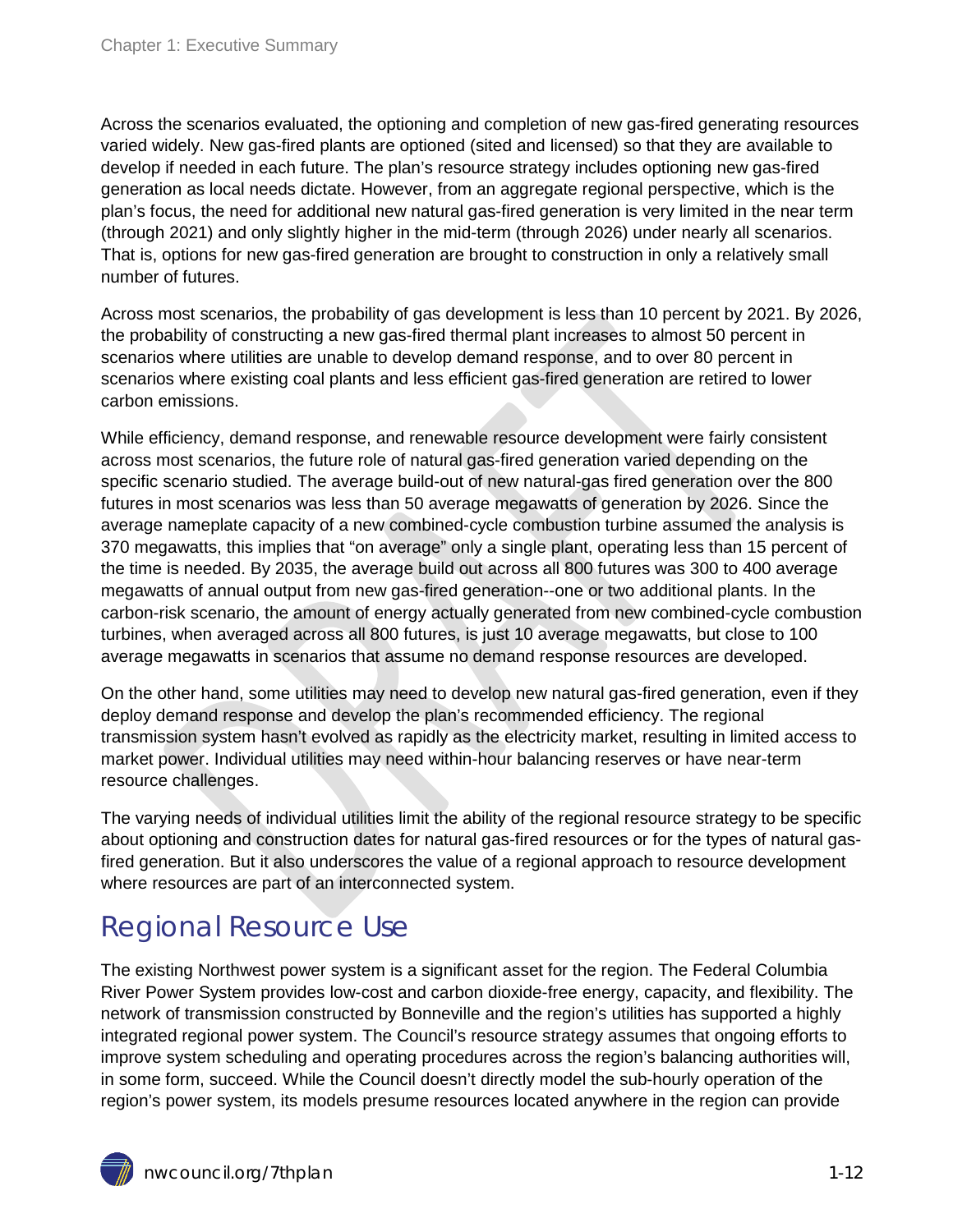Across the scenarios evaluated, the optioning and completion of new gas-fired generating resources varied widely. New gas-fired plants are optioned (sited and licensed) so that they are available to develop if needed in each future. The plan's resource strategy includes optioning new gas-fired generation as local needs dictate. However, from an aggregate regional perspective, which is the plan's focus, the need for additional new natural gas-fired generation is very limited in the near term (through 2021) and only slightly higher in the mid-term (through 2026) under nearly all scenarios. That is, options for new gas-fired generation are brought to construction in only a relatively small number of futures.

Across most scenarios, the probability of gas development is less than 10 percent by 2021. By 2026, the probability of constructing a new gas-fired thermal plant increases to almost 50 percent in scenarios where utilities are unable to develop demand response, and to over 80 percent in scenarios where existing coal plants and less efficient gas-fired generation are retired to lower carbon emissions.

While efficiency, demand response, and renewable resource development were fairly consistent across most scenarios, the future role of natural gas-fired generation varied depending on the specific scenario studied. The average build-out of new natural-gas fired generation over the 800 futures in most scenarios was less than 50 average megawatts of generation by 2026. Since the average nameplate capacity of a new combined-cycle combustion turbine assumed the analysis is 370 megawatts, this implies that "on average" only a single plant, operating less than 15 percent of the time is needed. By 2035, the average build out across all 800 futures was 300 to 400 average megawatts of annual output from new gas-fired generation--one or two additional plants. In the carbon-risk scenario, the amount of energy actually generated from new combined-cycle combustion turbines, when averaged across all 800 futures, is just 10 average megawatts, but close to 100 average megawatts in scenarios that assume no demand response resources are developed.

On the other hand, some utilities may need to develop new natural gas-fired generation, even if they deploy demand response and develop the plan's recommended efficiency. The regional transmission system hasn't evolved as rapidly as the electricity market, resulting in limited access to market power. Individual utilities may need within-hour balancing reserves or have near-term resource challenges.

The varying needs of individual utilities limit the ability of the regional resource strategy to be specific about optioning and construction dates for natural gas-fired resources or for the types of natural gas-fired generation. But it also underscores the value of a regional approach to resource development where resources are part of an interconnected system.

## Regional Resource Use

The existing Northwest power system is a significant asset for the region. The Federal Columbia River Power System provides low-cost and carbon dioxide-free energy, capacity, and flexibility. The network of transmission constructed by Bonneville and the region's utilities has supported a highly integrated regional power system. The Council's resource strategy assumes that ongoing efforts to improve system scheduling and operating procedures across the region's balancing authorities will, in some form, succeed. While the Council doesn't directly model the sub-hourly operation of the region's power system, its models presume resources located anywhere in the region can provide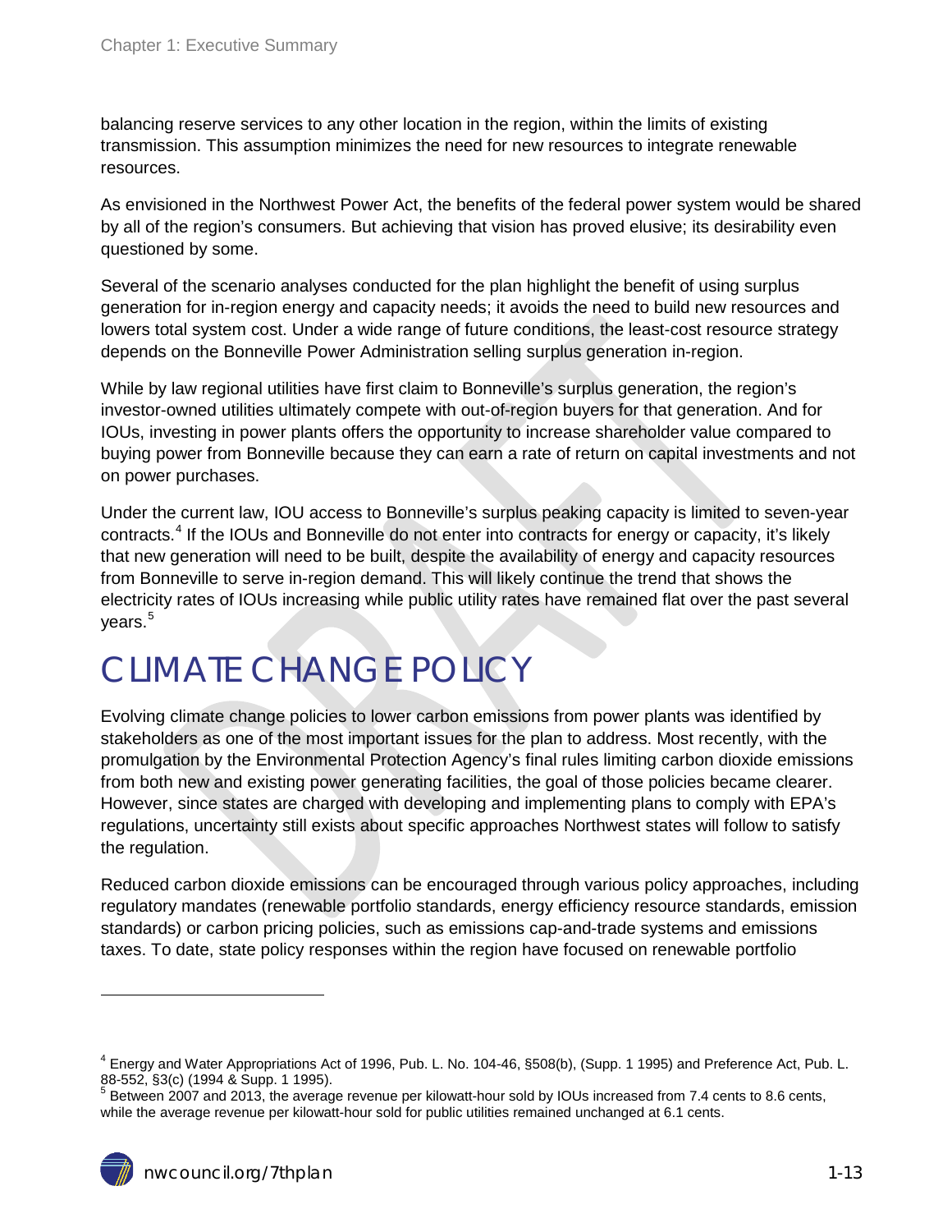balancing reserve services to any other location in the region, within the limits of existing transmission. This assumption minimizes the need for new resources to integrate renewable resources.

As envisioned in the Northwest Power Act, the benefits of the federal power system would be shared by all of the region's consumers. But achieving that vision has proved elusive; its desirability even questioned by some.

Several of the scenario analyses conducted for the plan highlight the benefit of using surplus generation for in-region energy and capacity needs; it avoids the need to build new resources and lowers total system cost. Under a wide range of future conditions, the least-cost resource strategy depends on the Bonneville Power Administration selling surplus generation in-region.

While by law regional utilities have first claim to Bonneville's surplus generation, the region's investor-owned utilities ultimately compete with out-of-region buyers for that generation. And for IOUs, investing in power plants offers the opportunity to increase shareholder value compared to buying power from Bonneville because they can earn a rate of return on capital investments and not on power purchases.

Under the current law, IOU access to Bonneville's surplus peaking capacity is limited to seven-year contracts.[4] If the IOUs and Bonneville do not enter into contracts for energy or capacity, it's likely that new generation will need to be built, despite the availability of energy and capacity resources from Bonneville to serve in-region demand. This will likely continue the trend that shows the electricity rates of IOUs increasing while public utility rates have remained flat over the past several years.[5]

# CLIMATE CHANGE POLICY

Evolving climate change policies to lower carbon emissions from power plants was identified by stakeholders as one of the most important issues for the plan to address. Most recently, with the promulgation by the Environmental Protection Agency's final rules limiting carbon dioxide emissions from both new and existing power generating facilities, the goal of those policies became clearer. However, since states are charged with developing and implementing plans to comply with EPA's regulations, uncertainty still exists about specific approaches Northwest states will follow to satisfy the regulation.

Reduced carbon dioxide emissions can be encouraged through various policy approaches, including regulatory mandates (renewable portfolio standards, energy efficiency resource standards, emission standards) or carbon pricing policies, such as emissions cap-and-trade systems and emissions taxes. To date, state policy responses within the region have focused on renewable portfolio

---

[4] Energy and Water Appropriations Act of 1996, Pub. L. No. 104-46, §508(b), (Supp. 1 1995) and Preference Act, Pub. L. 88-552, §3(c) (1994 & Supp. 1 1995).

[5] Between 2007 and 2013, the average revenue per kilowatt-hour sold by IOUs increased from 7.4 cents to 8.6 cents, while the average revenue per kilowatt-hour sold for public utilities remained unchanged at 6.1 cents.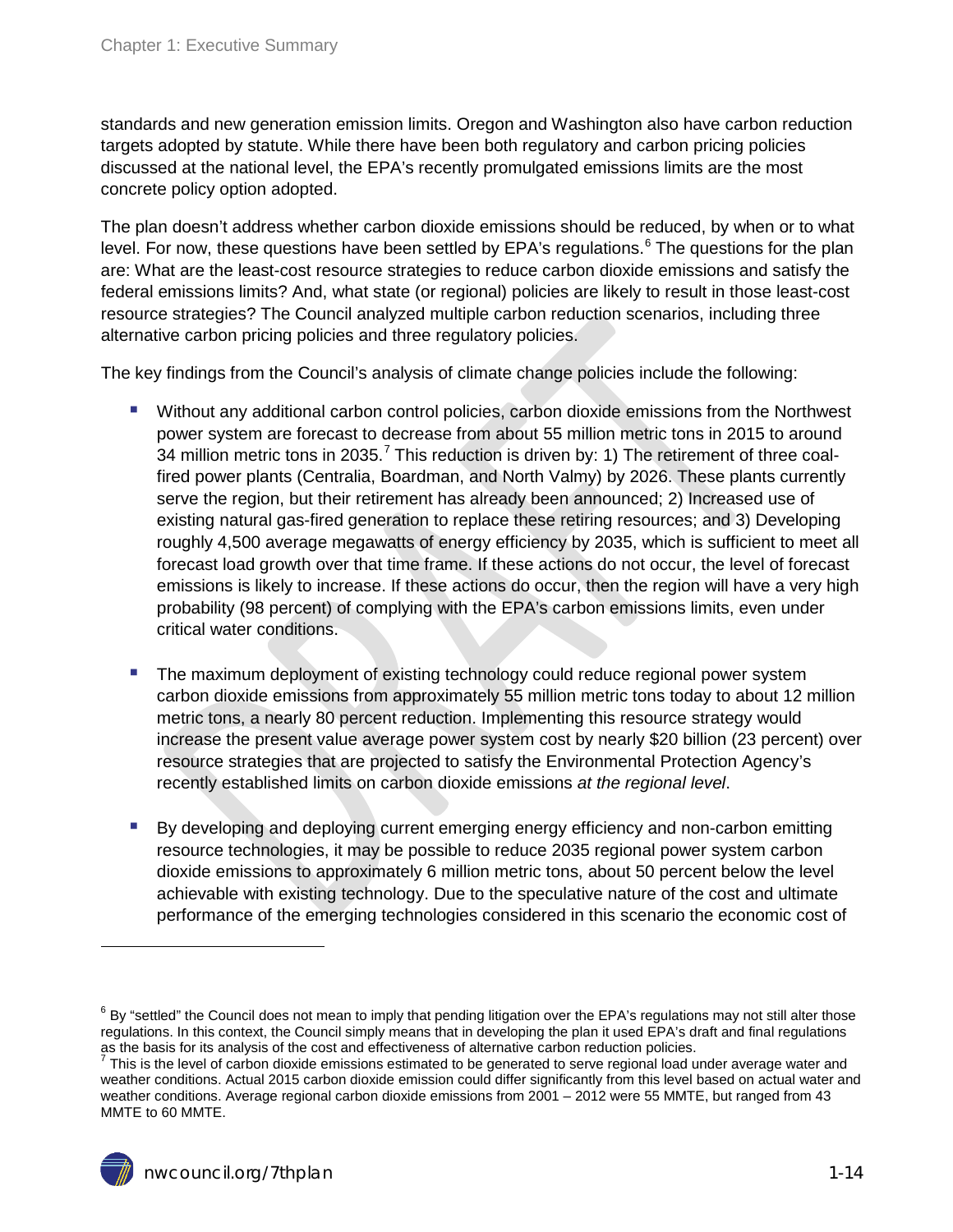standards and new generation emission limits. Oregon and Washington also have carbon reduction targets adopted by statute. While there have been both regulatory and carbon pricing policies discussed at the national level, the EPA's recently promulgated emissions limits are the most concrete policy option adopted.

The plan doesn't address whether carbon dioxide emissions should be reduced, by when or to what level. For now, these questions have been settled by EPA's regulations.[6] The questions for the plan are: What are the least-cost resource strategies to reduce carbon dioxide emissions and satisfy the federal emissions limits? And, what state (or regional) policies are likely to result in those least-cost resource strategies? The Council analyzed multiple carbon reduction scenarios, including three alternative carbon pricing policies and three regulatory policies.

The key findings from the Council's analysis of climate change policies include the following:

- Without any additional carbon control policies, carbon dioxide emissions from the Northwest power system are forecast to decrease from about 55 million metric tons in 2015 to around 34 million metric tons in 2035.[7] This reduction is driven by: 1) The retirement of three coal-fired power plants (Centralia, Boardman, and North Valmy) by 2026. These plants currently serve the region, but their retirement has already been announced; 2) Increased use of existing natural gas-fired generation to replace these retiring resources; and 3) Developing roughly 4,500 average megawatts of energy efficiency by 2035, which is sufficient to meet all forecast load growth over that time frame. If these actions do not occur, the level of forecast emissions is likely to increase. If these actions do occur, then the region will have a very high probability (98 percent) of complying with the EPA's carbon emissions limits, even under critical water conditions.

- The maximum deployment of existing technology could reduce regional power system carbon dioxide emissions from approximately 55 million metric tons today to about 12 million metric tons, a nearly 80 percent reduction. Implementing this resource strategy would increase the present value average power system cost by nearly $20 billion (23 percent) over resource strategies that are projected to satisfy the Environmental Protection Agency's recently established limits on carbon dioxide emissions *at the regional level*.

- By developing and deploying current emerging energy efficiency and non-carbon emitting resource technologies, it may be possible to reduce 2035 regional power system carbon dioxide emissions to approximately 6 million metric tons, about 50 percent below the level achievable with existing technology. Due to the speculative nature of the cost and ultimate performance of the emerging technologies considered in this scenario the economic cost of

[6] By "settled" the Council does not mean to imply that pending litigation over the EPA's regulations may not still alter those regulations. In this context, the Council simply means that in developing the plan it used EPA's draft and final regulations as the basis for its analysis of the cost and effectiveness of alternative carbon reduction policies.

[7] This is the level of carbon dioxide emissions estimated to be generated to serve regional load under average water and weather conditions. Actual 2015 carbon dioxide emission could differ significantly from this level based on actual water and weather conditions. Average regional carbon dioxide emissions from 2001 – 2012 were 55 MMTE, but ranged from 43 MMTE to 60 MMTE.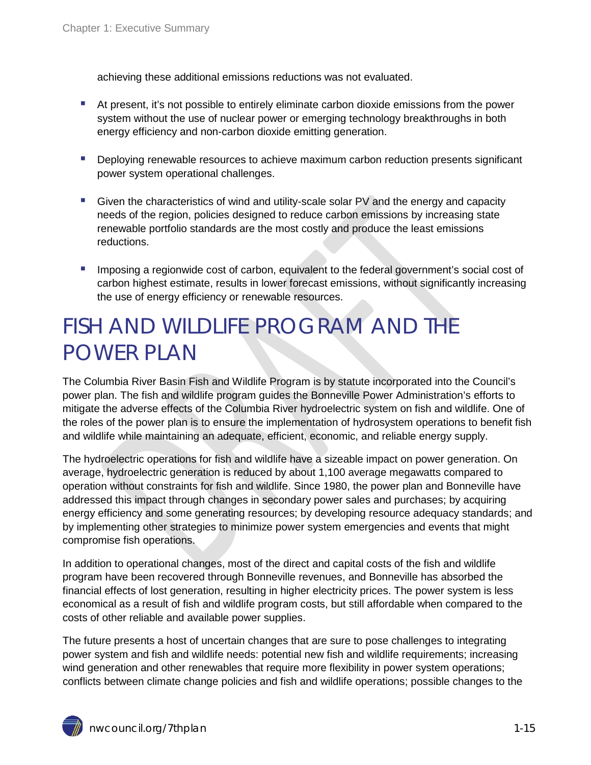achieving these additional emissions reductions was not evaluated.

- At present, it's not possible to entirely eliminate carbon dioxide emissions from the power system without the use of nuclear power or emerging technology breakthroughs in both energy efficiency and non-carbon dioxide emitting generation.
- Deploying renewable resources to achieve maximum carbon reduction presents significant power system operational challenges.
- Given the characteristics of wind and utility-scale solar PV and the energy and capacity needs of the region, policies designed to reduce carbon emissions by increasing state renewable portfolio standards are the most costly and produce the least emissions reductions.
- Imposing a regionwide cost of carbon, equivalent to the federal government's social cost of carbon highest estimate, results in lower forecast emissions, without significantly increasing the use of energy efficiency or renewable resources.

# FISH AND WILDLIFE PROGRAM AND THE POWER PLAN

The Columbia River Basin Fish and Wildlife Program is by statute incorporated into the Council's power plan. The fish and wildlife program guides the Bonneville Power Administration's efforts to mitigate the adverse effects of the Columbia River hydroelectric system on fish and wildlife. One of the roles of the power plan is to ensure the implementation of hydrosystem operations to benefit fish and wildlife while maintaining an adequate, efficient, economic, and reliable energy supply.

The hydroelectric operations for fish and wildlife have a sizeable impact on power generation. On average, hydroelectric generation is reduced by about 1,100 average megawatts compared to operation without constraints for fish and wildlife. Since 1980, the power plan and Bonneville have addressed this impact through changes in secondary power sales and purchases; by acquiring energy efficiency and some generating resources; by developing resource adequacy standards; and by implementing other strategies to minimize power system emergencies and events that might compromise fish operations.

In addition to operational changes, most of the direct and capital costs of the fish and wildlife program have been recovered through Bonneville revenues, and Bonneville has absorbed the financial effects of lost generation, resulting in higher electricity prices. The power system is less economical as a result of fish and wildlife program costs, but still affordable when compared to the costs of other reliable and available power supplies.

The future presents a host of uncertain changes that are sure to pose challenges to integrating power system and fish and wildlife needs: potential new fish and wildlife requirements; increasing wind generation and other renewables that require more flexibility in power system operations; conflicts between climate change policies and fish and wildlife operations; possible changes to the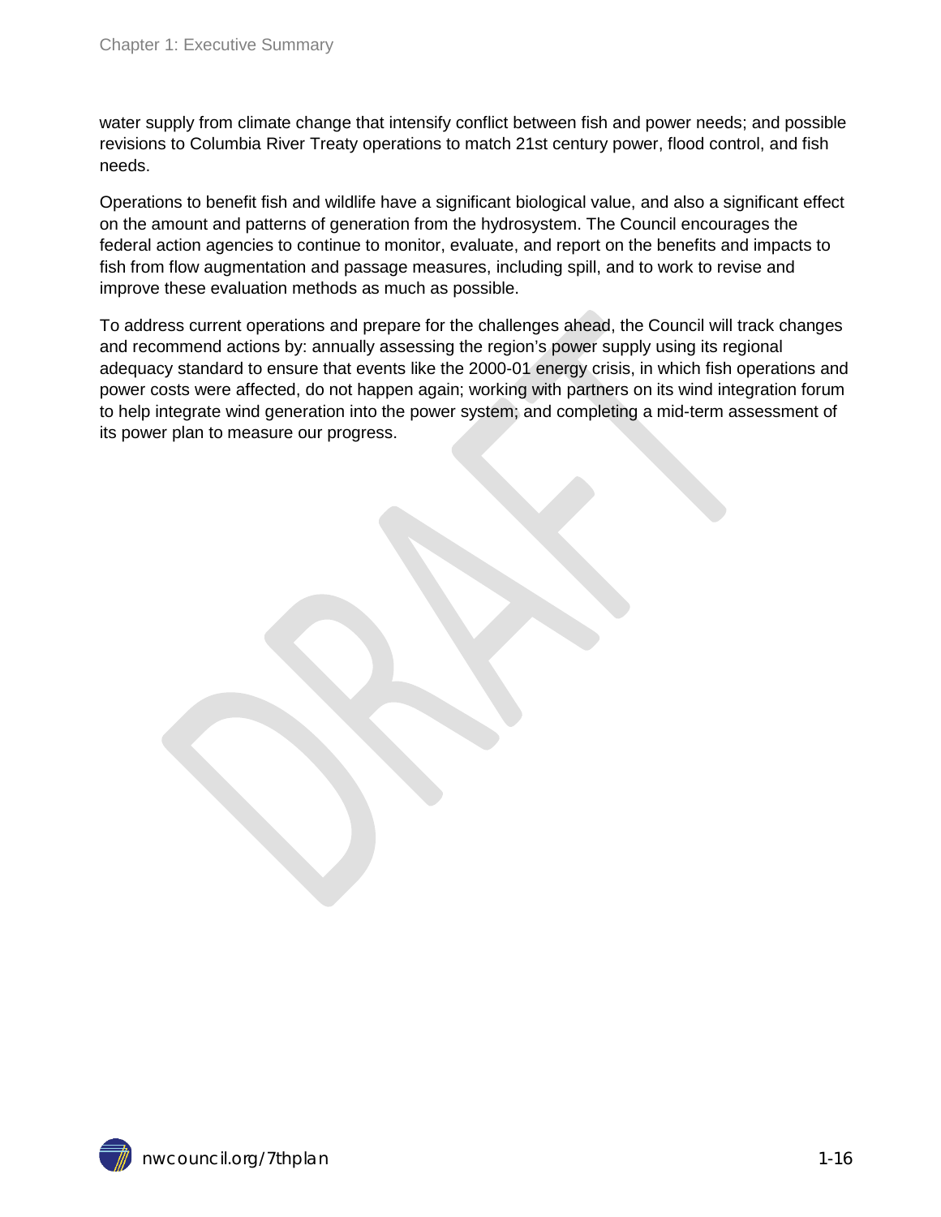water supply from climate change that intensify conflict between fish and power needs; and possible revisions to Columbia River Treaty operations to match 21st century power, flood control, and fish needs.

Operations to benefit fish and wildlife have a significant biological value, and also a significant effect on the amount and patterns of generation from the hydrosystem. The Council encourages the federal action agencies to continue to monitor, evaluate, and report on the benefits and impacts to fish from flow augmentation and passage measures, including spill, and to work to revise and improve these evaluation methods as much as possible.

To address current operations and prepare for the challenges ahead, the Council will track changes and recommend actions by: annually assessing the region's power supply using its regional adequacy standard to ensure that events like the 2000-01 energy crisis, in which fish operations and power costs were affected, do not happen again; working with partners on its wind integration forum to help integrate wind generation into the power system; and completing a mid-term assessment of its power plan to measure our progress.